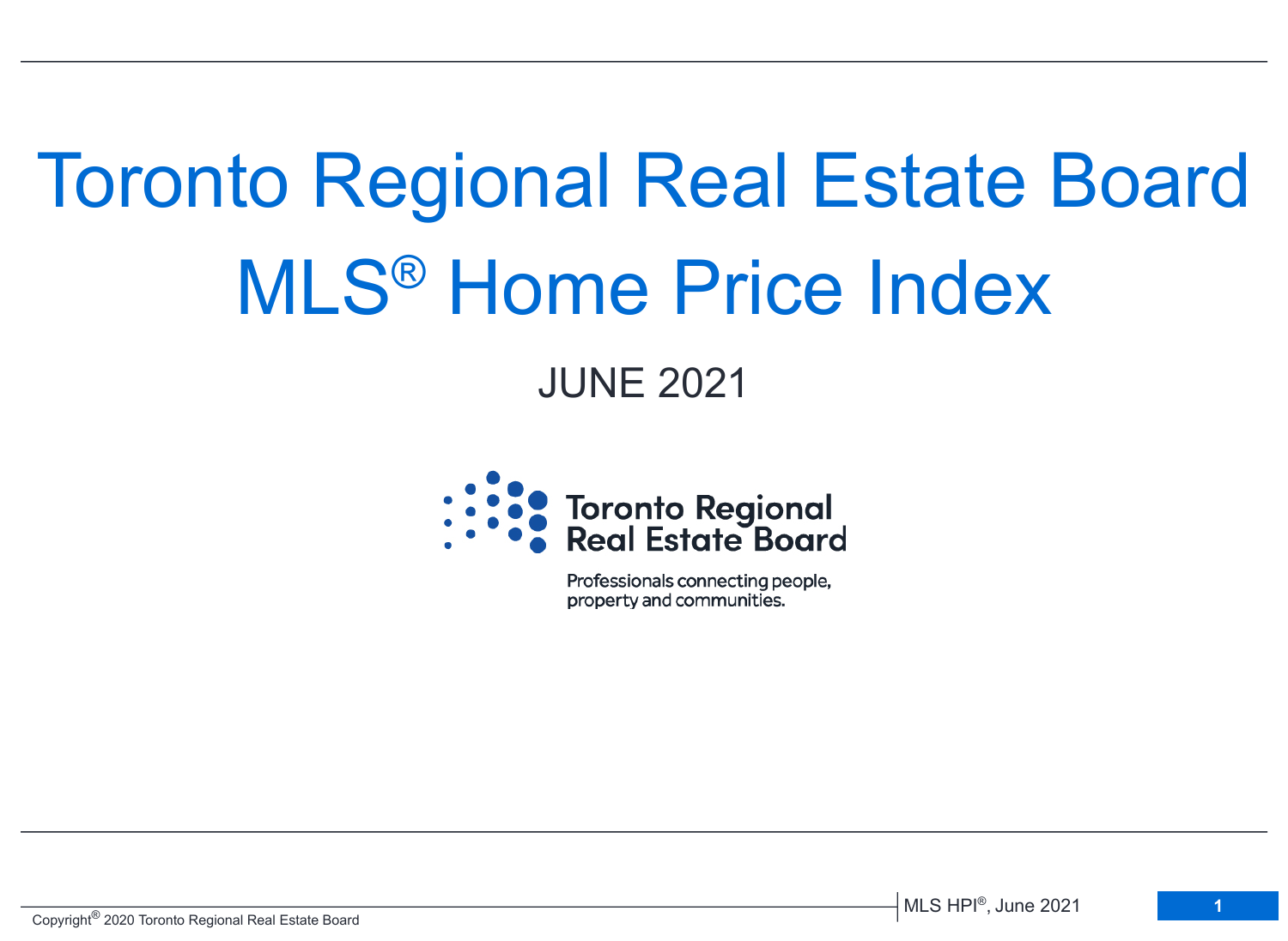# Toronto Regional Real Estate Board

# MLS® Home Price Index

## JUNE 2021

Toronto Regional Real Estate Board

Professionals connecting people, property and communities.

Copyright® 2020 Toronto Regional Real Estate Board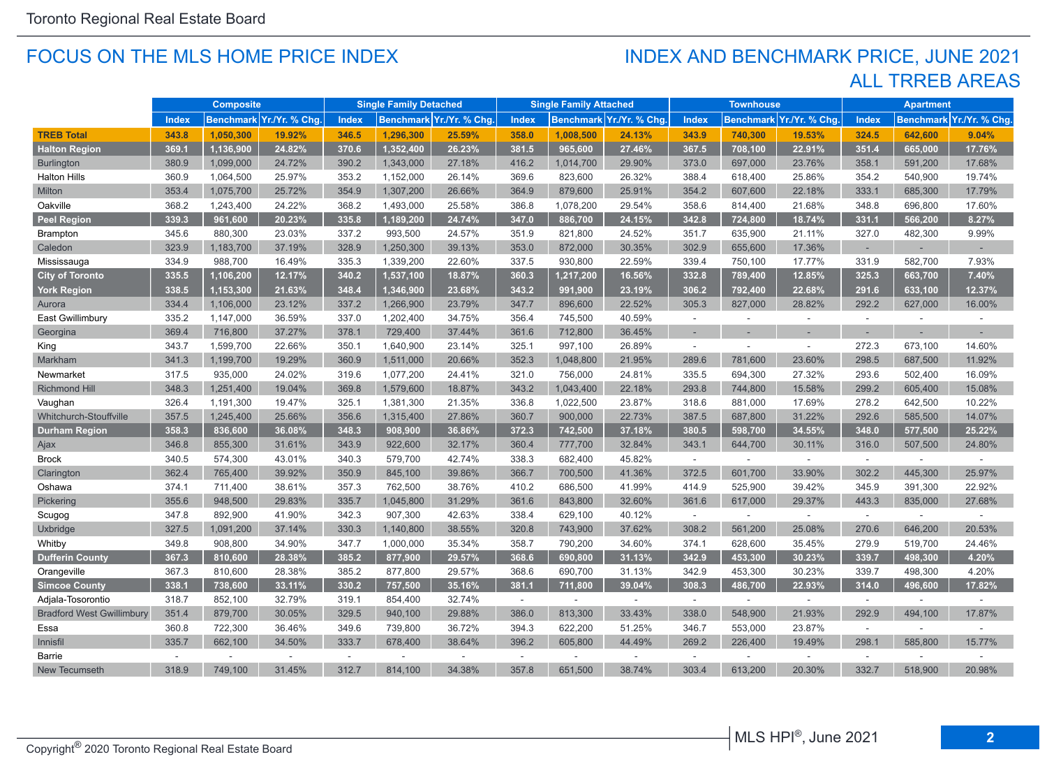# FOCUS ON THE MLS HOME PRICE INDEX

## INDEX AND BENCHMARK PRICE, JUNE 2021
## ALL TRREB AREAS

| | Composite | | | Single Family Detached | | | Single Family Attached | | | Townhouse | | | Apartment | | |
|---|---|---|---|---|---|---|---|---|---|---|---|---|---|---|---|
| | Index | Benchmark | Yr./Yr. % Chg. | Index | Benchmark | Yr./Yr. % Chg. | Index | Benchmark | Yr./Yr. % Chg. | Index | Benchmark | Yr./Yr. % Chg. | Index | Benchmark | Yr./Yr. % Chg. |
| **TREB Total** | **343.8** | **1,050,300** | **19.92%** | **346.5** | **1,296,300** | **25.59%** | **358.0** | **1,008,500** | **24.13%** | **343.9** | **740,300** | **19.53%** | **324.5** | **642,600** | **9.04%** |
| **Halton Region** | **369.1** | **1,136,900** | **24.82%** | **370.6** | **1,352,400** | **26.23%** | **381.5** | **965,600** | **27.46%** | **367.5** | **708,100** | **22.91%** | **351.4** | **665,000** | **17.76%** |
| Burlington | 380.9 | 1,099,000 | 24.72% | 390.2 | 1,343,000 | 27.18% | 416.2 | 1,014,700 | 29.90% | 373.0 | 697,000 | 23.76% | 358.1 | 591,200 | 17.68% |
| Halton Hills | 360.9 | 1,064,500 | 25.97% | 353.2 | 1,152,000 | 26.14% | 369.6 | 823,600 | 26.32% | 388.4 | 618,400 | 25.86% | 354.2 | 540,900 | 19.74% |
| Milton | 353.4 | 1,075,700 | 25.72% | 354.9 | 1,307,200 | 26.66% | 364.9 | 879,600 | 25.91% | 354.2 | 607,600 | 22.18% | 333.1 | 685,300 | 17.79% |
| Oakville | 368.2 | 1,243,400 | 24.22% | 368.2 | 1,493,000 | 25.58% | 386.8 | 1,078,200 | 29.54% | 358.6 | 814,400 | 21.68% | 348.8 | 696,800 | 17.60% |
| **Peel Region** | **339.3** | **961,600** | **20.23%** | **335.8** | **1,189,200** | **24.74%** | **347.0** | **886,700** | **24.15%** | **342.8** | **724,800** | **18.74%** | **331.1** | **566,200** | **8.27%** |
| Brampton | 345.6 | 880,300 | 23.03% | 337.2 | 993,500 | 24.57% | 351.9 | 821,800 | 24.52% | 351.7 | 635,900 | 21.11% | 327.0 | 482,300 | 9.99% |
| Caledon | 323.9 | 1,183,700 | 37.19% | 328.9 | 1,250,300 | 39.13% | 353.0 | 872,000 | 30.35% | 302.9 | 655,600 | 17.36% | - | - | - |
| Mississauga | 334.9 | 988,700 | 16.49% | 335.3 | 1,339,200 | 22.60% | 337.5 | 930,800 | 22.59% | 339.4 | 750,100 | 17.77% | 331.9 | 582,700 | 7.93% |
| **City of Toronto** | **335.5** | **1,106,200** | **12.17%** | **340.2** | **1,537,100** | **18.87%** | **360.3** | **1,217,200** | **16.56%** | **332.8** | **789,400** | **12.85%** | **325.3** | **663,700** | **7.40%** |
| **York Region** | **338.5** | **1,153,300** | **21.63%** | **348.4** | **1,346,900** | **23.68%** | **343.2** | **991,900** | **23.19%** | **306.2** | **792,400** | **22.68%** | **291.6** | **633,100** | **12.37%** |
| Aurora | 334.4 | 1,106,000 | 23.12% | 337.2 | 1,266,900 | 23.79% | 347.7 | 896,600 | 22.52% | 305.3 | 827,000 | 28.82% | 292.2 | 627,000 | 16.00% |
| East Gwillimbury | 335.2 | 1,147,000 | 36.59% | 337.0 | 1,202,400 | 34.75% | 356.4 | 745,500 | 40.59% | - | - | - | - | - | - |
| Georgina | 369.4 | 716,800 | 37.27% | 378.1 | 729,400 | 37.44% | 361.6 | 712,800 | 36.45% | - | - | - | - | - | - |
| King | 343.7 | 1,599,700 | 22.66% | 350.1 | 1,640,900 | 23.14% | 325.1 | 997,100 | 26.89% | - | - | - | 272.3 | 673,100 | 14.60% |
| Markham | 341.3 | 1,199,700 | 19.29% | 360.9 | 1,511,000 | 20.66% | 352.3 | 1,048,800 | 21.95% | 289.6 | 781,600 | 23.60% | 298.5 | 687,500 | 11.92% |
| Newmarket | 317.5 | 935,000 | 24.02% | 319.6 | 1,077,200 | 24.41% | 321.0 | 756,000 | 24.81% | 335.5 | 694,300 | 27.32% | 293.6 | 502,400 | 16.09% |
| Richmond Hill | 348.3 | 1,251,400 | 19.04% | 369.8 | 1,579,600 | 18.87% | 343.2 | 1,043,400 | 22.18% | 293.8 | 744,800 | 15.58% | 299.2 | 605,400 | 15.08% |
| Vaughan | 326.4 | 1,191,300 | 19.47% | 325.1 | 1,381,300 | 21.35% | 336.8 | 1,022,500 | 23.87% | 318.6 | 881,000 | 17.69% | 278.2 | 642,500 | 10.22% |
| Whitchurch-Stouffville | 357.5 | 1,245,400 | 25.66% | 356.6 | 1,315,400 | 27.86% | 360.7 | 900,000 | 22.73% | 387.5 | 687,800 | 31.22% | 292.6 | 585,500 | 14.07% |
| **Durham Region** | **358.3** | **836,600** | **36.08%** | **348.3** | **908,900** | **36.86%** | **372.3** | **742,500** | **37.18%** | **380.5** | **598,700** | **34.55%** | **348.0** | **577,500** | **25.22%** |
| Ajax | 346.8 | 855,300 | 31.61% | 343.9 | 922,600 | 32.17% | 360.4 | 777,700 | 32.84% | 343.1 | 644,700 | 30.11% | 316.0 | 507,500 | 24.80% |
| Brock | 340.5 | 574,300 | 43.01% | 340.3 | 579,700 | 42.74% | 338.3 | 682,400 | 45.82% | - | - | - | - | - | - |
| Clarington | 362.4 | 765,400 | 39.92% | 350.9 | 845,100 | 39.86% | 366.7 | 700,500 | 41.36% | 372.5 | 601,700 | 33.90% | 302.2 | 445,300 | 25.97% |
| Oshawa | 374.1 | 711,400 | 38.61% | 357.3 | 762,500 | 38.76% | 410.2 | 686,500 | 41.99% | 414.9 | 525,900 | 39.42% | 345.9 | 391,300 | 22.92% |
| Pickering | 355.6 | 948,500 | 29.83% | 335.7 | 1,045,800 | 31.29% | 361.6 | 843,800 | 32.60% | 361.6 | 617,000 | 29.37% | 443.3 | 835,000 | 27.68% |
| Scugog | 347.8 | 892,900 | 41.90% | 342.3 | 907,300 | 42.63% | 338.4 | 629,100 | 40.12% | - | - | - | - | - | - |
| Uxbridge | 327.5 | 1,091,200 | 37.14% | 330.3 | 1,140,800 | 38.55% | 320.8 | 743,900 | 37.62% | 308.2 | 561,200 | 25.08% | 270.6 | 646,200 | 20.53% |
| Whitby | 349.8 | 908,800 | 34.90% | 347.7 | 1,000,000 | 35.34% | 358.7 | 790,200 | 34.60% | 374.1 | 628,600 | 35.45% | 279.9 | 519,700 | 24.46% |
| **Dufferin County** | **367.3** | **810,600** | **28.38%** | **385.2** | **877,900** | **29.57%** | **368.6** | **690,800** | **31.13%** | **342.9** | **453,300** | **30.23%** | **339.7** | **498,300** | **4.20%** |
| Orangeville | 367.3 | 810,600 | 28.38% | 385.2 | 877,800 | 29.57% | 368.6 | 690,700 | 31.13% | 342.9 | 453,300 | 30.23% | 339.7 | 498,300 | 4.20% |
| **Simcoe County** | **338.1** | **738,600** | **33.11%** | **330.2** | **757,500** | **35.16%** | **381.1** | **711,800** | **39.04%** | **308.3** | **486,700** | **22.93%** | **314.0** | **496,600** | **17.82%** |
| Adjala-Tosorontio | 318.7 | 852,100 | 32.79% | 319.1 | 854,400 | 32.74% | - | - | - | - | - | - | - | - | - |
| Bradford West Gwillimbury | 351.4 | 879,700 | 30.05% | 329.5 | 940,100 | 29.88% | 386.0 | 813,300 | 33.43% | 338.0 | 548,900 | 21.93% | 292.9 | 494,100 | 17.87% |
| Essa | 360.8 | 722,300 | 36.46% | 349.6 | 739,800 | 36.72% | 394.3 | 622,200 | 51.25% | 346.7 | 553,000 | 23.87% | - | - | - |
| Innisfil | 335.7 | 662,100 | 34.50% | 333.7 | 678,400 | 38.64% | 396.2 | 605,800 | 44.49% | 269.2 | 226,400 | 19.49% | 298.1 | 585,800 | 15.77% |
| Barrie | - | - | - | - | - | - | - | - | - | - | - | - | - | - | - |
| New Tecumseth | 318.9 | 749,100 | 31.45% | 312.7 | 814,100 | 34.38% | 357.8 | 651,500 | 38.74% | 303.4 | 613,200 | 20.30% | 332.7 | 518,900 | 20.98% |

Copyright® 2020 Toronto Regional Real Estate Board

MLS HPI®, June 2021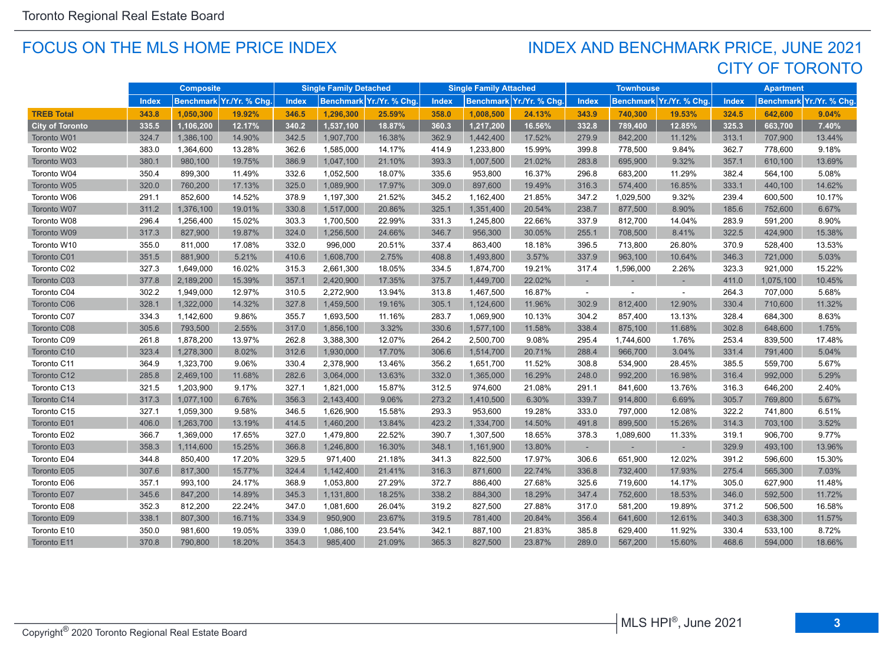Toronto Regional Real Estate Board

# FOCUS ON THE MLS HOME PRICE INDEX

## INDEX AND BENCHMARK PRICE, JUNE 2021
## CITY OF TORONTO

| | Composite | | | Single Family Detached | | | Single Family Attached | | | Townhouse | | | Apartment | | |
|---|---|---|---|---|---|---|---|---|---|---|---|---|---|---|---|
| | Index | Benchmark | Yr./Yr. % Chg. | Index | Benchmark | Yr./Yr. % Chg. | Index | Benchmark | Yr./Yr. % Chg. | Index | Benchmark | Yr./Yr. % Chg. | Index | Benchmark | Yr./Yr. % Chg. |
| **TREB Total** | **343.8** | **1,050,300** | **19.92%** | **346.5** | **1,296,300** | **25.59%** | **358.0** | **1,008,500** | **24.13%** | **343.9** | **740,300** | **19.53%** | **324.5** | **642,600** | **9.04%** |
| **City of Toronto** | **335.5** | **1,106,200** | **12.17%** | **340.2** | **1,537,100** | **18.87%** | **360.3** | **1,217,200** | **16.56%** | **332.8** | **789,400** | **12.85%** | **325.3** | **663,700** | **7.40%** |
| Toronto W01 | 324.7 | 1,386,100 | 14.90% | 342.5 | 1,907,700 | 16.38% | 362.9 | 1,442,400 | 17.52% | 279.9 | 842,200 | 11.12% | 313.1 | 707,900 | 13.44% |
| Toronto W02 | 383.0 | 1,364,600 | 13.28% | 362.6 | 1,585,000 | 14.17% | 414.9 | 1,233,800 | 15.99% | 399.8 | 778,500 | 9.84% | 362.7 | 778,600 | 9.18% |
| Toronto W03 | 380.1 | 980,100 | 19.75% | 386.9 | 1,047,100 | 21.10% | 393.3 | 1,007,500 | 21.02% | 283.8 | 695,900 | 9.32% | 357.1 | 610,100 | 13.69% |
| Toronto W04 | 350.4 | 899,300 | 11.49% | 332.6 | 1,052,500 | 18.07% | 335.6 | 953,800 | 16.37% | 296.8 | 683,200 | 11.29% | 382.4 | 564,100 | 5.08% |
| Toronto W05 | 320.0 | 760,200 | 17.13% | 325.0 | 1,089,900 | 17.97% | 309.0 | 897,600 | 19.49% | 316.3 | 574,400 | 16.85% | 333.1 | 440,100 | 14.62% |
| Toronto W06 | 291.1 | 852,600 | 14.52% | 378.9 | 1,197,300 | 21.52% | 345.2 | 1,162,400 | 21.85% | 347.2 | 1,029,500 | 9.32% | 239.4 | 600,500 | 10.17% |
| Toronto W07 | 311.2 | 1,376,100 | 19.01% | 330.8 | 1,517,000 | 20.86% | 325.1 | 1,351,400 | 20.54% | 238.7 | 877,500 | 8.90% | 185.6 | 752,600 | 6.67% |
| Toronto W08 | 296.4 | 1,256,400 | 15.02% | 303.3 | 1,700,500 | 22.99% | 331.3 | 1,245,800 | 22.66% | 337.9 | 812,700 | 14.04% | 283.9 | 591,200 | 8.90% |
| Toronto W09 | 317.3 | 827,900 | 19.87% | 324.0 | 1,256,500 | 24.66% | 346.7 | 956,300 | 30.05% | 255.1 | 708,500 | 8.41% | 322.5 | 424,900 | 15.38% |
| Toronto W10 | 355.0 | 811,000 | 17.08% | 332.0 | 996,000 | 20.51% | 337.4 | 863,400 | 18.18% | 396.5 | 713,800 | 26.80% | 370.9 | 528,400 | 13.53% |
| Toronto C01 | 351.5 | 881,900 | 5.21% | 410.6 | 1,608,700 | 2.75% | 408.8 | 1,493,800 | 3.57% | 337.9 | 963,100 | 10.64% | 346.3 | 721,000 | 5.03% |
| Toronto C02 | 327.3 | 1,649,000 | 16.02% | 315.3 | 2,661,300 | 18.05% | 334.5 | 1,874,700 | 19.21% | 317.4 | 1,596,000 | 2.26% | 323.3 | 921,000 | 15.22% |
| Toronto C03 | 377.8 | 2,189,200 | 15.39% | 357.1 | 2,420,900 | 17.35% | 375.7 | 1,449,700 | 22.02% | - | - | - | 411.0 | 1,075,100 | 10.45% |
| Toronto C04 | 302.2 | 1,949,000 | 12.97% | 310.5 | 2,272,900 | 13.94% | 313.8 | 1,467,500 | 16.87% | - | - | - | 264.3 | 707,000 | 5.68% |
| Toronto C06 | 328.1 | 1,322,000 | 14.32% | 327.8 | 1,459,500 | 19.16% | 305.1 | 1,124,600 | 11.96% | 302.9 | 812,400 | 12.90% | 330.4 | 710,600 | 11.32% |
| Toronto C07 | 334.3 | 1,142,600 | 9.86% | 355.7 | 1,693,500 | 11.16% | 283.7 | 1,069,900 | 10.13% | 304.2 | 857,400 | 13.13% | 328.4 | 684,300 | 8.63% |
| Toronto C08 | 305.6 | 793,500 | 2.55% | 317.0 | 1,856,100 | 3.32% | 330.6 | 1,577,100 | 11.58% | 338.4 | 875,100 | 11.68% | 302.8 | 648,600 | 1.75% |
| Toronto C09 | 261.8 | 1,878,200 | 13.97% | 262.8 | 3,388,300 | 12.07% | 264.2 | 2,500,700 | 9.08% | 295.4 | 1,744,600 | 1.76% | 253.4 | 839,500 | 17.48% |
| Toronto C10 | 323.4 | 1,278,300 | 8.02% | 312.6 | 1,930,000 | 17.70% | 306.6 | 1,514,700 | 20.71% | 288.4 | 966,700 | 3.04% | 331.4 | 791,400 | 5.04% |
| Toronto C11 | 364.9 | 1,323,700 | 9.06% | 330.4 | 2,378,900 | 13.46% | 356.2 | 1,651,700 | 11.52% | 308.8 | 534,900 | 28.45% | 385.5 | 559,700 | 5.67% |
| Toronto C12 | 285.8 | 2,469,100 | 11.68% | 282.6 | 3,064,000 | 13.63% | 332.0 | 1,365,000 | 16.29% | 248.0 | 992,200 | 16.98% | 316.4 | 992,000 | 5.29% |
| Toronto C13 | 321.5 | 1,203,900 | 9.17% | 327.1 | 1,821,000 | 15.87% | 312.5 | 974,600 | 21.08% | 291.1 | 841,600 | 13.76% | 316.3 | 646,200 | 2.40% |
| Toronto C14 | 317.3 | 1,077,100 | 6.76% | 356.3 | 2,143,400 | 9.06% | 273.2 | 1,410,500 | 6.30% | 339.7 | 914,800 | 6.69% | 305.7 | 769,800 | 5.67% |
| Toronto C15 | 327.1 | 1,059,300 | 9.58% | 346.5 | 1,626,900 | 15.58% | 293.3 | 953,600 | 19.28% | 333.0 | 797,000 | 12.08% | 322.2 | 741,800 | 6.51% |
| Toronto E01 | 406.0 | 1,263,700 | 13.19% | 414.5 | 1,460,200 | 13.84% | 423.2 | 1,334,700 | 14.50% | 491.8 | 899,500 | 15.26% | 314.3 | 703,100 | 3.52% |
| Toronto E02 | 366.7 | 1,369,000 | 17.65% | 327.0 | 1,479,800 | 22.52% | 390.7 | 1,307,500 | 18.65% | 378.3 | 1,089,600 | 11.33% | 319.1 | 906,700 | 9.77% |
| Toronto E03 | 358.3 | 1,114,600 | 15.25% | 366.8 | 1,246,800 | 16.30% | 348.1 | 1,161,900 | 13.80% | - | - | - | 329.9 | 493,100 | 13.96% |
| Toronto E04 | 344.8 | 850,400 | 17.20% | 329.5 | 971,400 | 21.18% | 341.3 | 822,500 | 17.97% | 306.6 | 651,900 | 12.02% | 391.2 | 596,600 | 15.30% |
| Toronto E05 | 307.6 | 817,300 | 15.77% | 324.4 | 1,142,400 | 21.41% | 316.3 | 871,600 | 22.74% | 336.8 | 732,400 | 17.93% | 275.4 | 565,300 | 7.03% |
| Toronto E06 | 357.1 | 993,100 | 24.17% | 368.9 | 1,053,800 | 27.29% | 372.7 | 886,400 | 27.68% | 325.6 | 719,600 | 14.17% | 305.0 | 627,900 | 11.48% |
| Toronto E07 | 345.6 | 847,200 | 14.89% | 345.3 | 1,131,800 | 18.25% | 338.2 | 884,300 | 18.29% | 347.4 | 752,600 | 18.53% | 346.0 | 592,500 | 11.72% |
| Toronto E08 | 352.3 | 812,200 | 22.24% | 347.0 | 1,081,600 | 26.04% | 319.2 | 827,500 | 27.88% | 317.0 | 581,200 | 19.89% | 371.2 | 506,500 | 16.58% |
| Toronto E09 | 338.1 | 807,300 | 16.71% | 334.9 | 950,900 | 23.67% | 319.5 | 781,400 | 20.84% | 356.4 | 641,600 | 12.61% | 340.3 | 638,300 | 11.57% |
| Toronto E10 | 350.0 | 981,600 | 19.05% | 339.0 | 1,086,100 | 23.54% | 342.1 | 887,100 | 21.83% | 385.8 | 629,400 | 11.92% | 330.4 | 533,100 | 8.72% |
| Toronto E11 | 370.8 | 790,800 | 18.20% | 354.3 | 985,400 | 21.09% | 365.3 | 827,500 | 23.87% | 289.0 | 567,200 | 15.60% | 468.6 | 594,000 | 18.66% |

Copyright® 2020 Toronto Regional Real Estate Board

MLS HPI®, June 2021